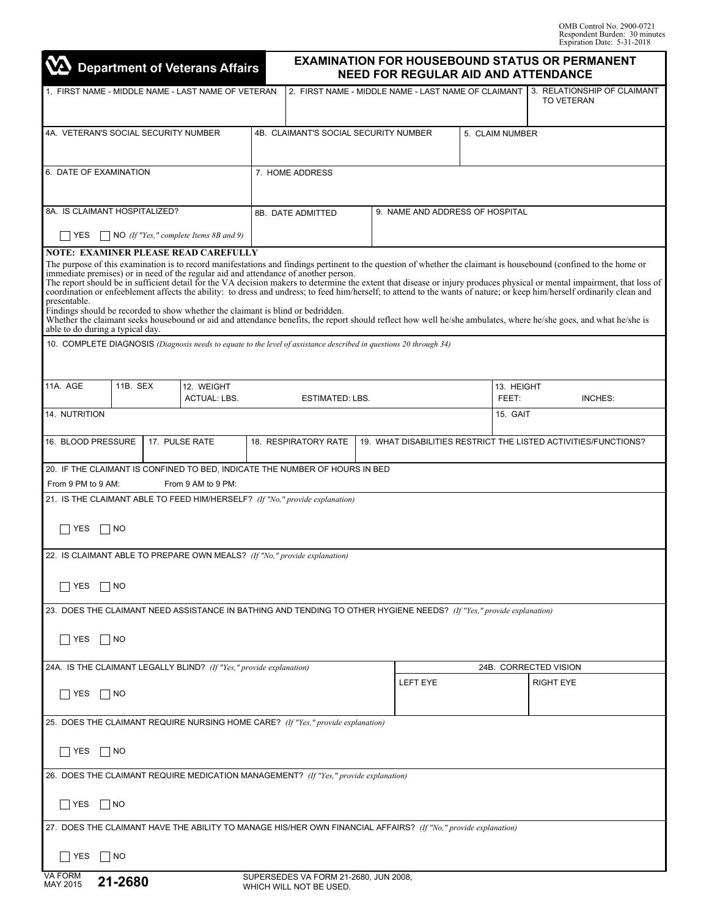OMB Control No. 2900-0721
Respondent Burden: 30 minutes
Expiration Date: 5-31-2018

**Department of Veterans Affairs**

# EXAMINATION FOR HOUSEBOUND STATUS OR PERMANENT NEED FOR REGULAR AID AND ATTENDANCE

| | | |
|---|---|---|
| 1. FIRST NAME - MIDDLE NAME - LAST NAME OF VETERAN | 2. FIRST NAME - MIDDLE NAME - LAST NAME OF CLAIMANT | 3. RELATIONSHIP OF CLAIMANT TO VETERAN |

| | | |
|---|---|---|
| 4A. VETERAN'S SOCIAL SECURITY NUMBER | 4B. CLAIMANT'S SOCIAL SECURITY NUMBER | 5. CLAIM NUMBER |

| | |
|---|---|
| 6. DATE OF EXAMINATION | 7. HOME ADDRESS |

| | | |
|---|---|---|
| 8A. IS CLAIMANT HOSPITALIZED? ☐ YES ☐ NO *(If "Yes," complete Items 8B and 9)* | 8B. DATE ADMITTED | 9. NAME AND ADDRESS OF HOSPITAL |

**NOTE: EXAMINER PLEASE READ CAREFULLY**

The purpose of this examination is to record manifestations and findings pertinent to the question of whether the claimant is housebound (confined to the home or immediate premises) or in need of the regular aid and attendance of another person.

The report should be in sufficient detail for the VA decision makers to determine the extent that disease or injury produces physical or mental impairment, that loss of coordination or enfeeblement affects the ability: to dress and undress; to feed him/herself; to attend to the wants of nature; or keep him/herself ordinarily clean and presentable.

Findings should be recorded to show whether the claimant is blind or bedridden.

Whether the claimant seeks housebound or aid and attendance benefits, the report should reflect how well he/she ambulates, where he/she goes, and what he/she is able to do during a typical day.

10. COMPLETE DIAGNOSIS *(Diagnosis needs to equate to the level of assistance described in questions 20 through 34)*

| | | | |
|---|---|---|---|
| 11A. AGE | 11B. SEX | 12. WEIGHT ACTUAL: LBS. ESTIMATED: LBS. | 13. HEIGHT FEET: INCHES: |

| | |
|---|---|
| 14. NUTRITION | 15. GAIT |

| | | | |
|---|---|---|---|
| 16. BLOOD PRESSURE | 17. PULSE RATE | 18. RESPIRATORY RATE | 19. WHAT DISABILITIES RESTRICT THE LISTED ACTIVITIES/FUNCTIONS? |

20. IF THE CLAIMANT IS CONFINED TO BED, INDICATE THE NUMBER OF HOURS IN BED

From 9 PM to 9 AM: From 9 AM to 9 PM:

21. IS THE CLAIMANT ABLE TO FEED HIM/HERSELF? *(If "No," provide explanation)*

☐ YES ☐ NO

22. IS CLAIMANT ABLE TO PREPARE OWN MEALS? *(If "No," provide explanation)*

☐ YES ☐ NO

23. DOES THE CLAIMANT NEED ASSISTANCE IN BATHING AND TENDING TO OTHER HYGIENE NEEDS? *(If "Yes," provide explanation)*

☐ YES ☐ NO

| | | |
|---|---|---|
| 24A. IS THE CLAIMANT LEGALLY BLIND? *(If "Yes," provide explanation)* | 24B. CORRECTED VISION | |
| ☐ YES ☐ NO | LEFT EYE | RIGHT EYE |

25. DOES THE CLAIMANT REQUIRE NURSING HOME CARE? *(If "Yes," provide explanation)*

☐ YES ☐ NO

26. DOES THE CLAIMANT REQUIRE MEDICATION MANAGEMENT? *(If "Yes," provide explanation)*

☐ YES ☐ NO

27. DOES THE CLAIMANT HAVE THE ABILITY TO MANAGE HIS/HER OWN FINANCIAL AFFAIRS? *(If "No," provide explanation)*

☐ YES ☐ NO

VA FORM MAY 2015 **21-2680** SUPERSEDES VA FORM 21-2680, JUN 2008, WHICH WILL NOT BE USED.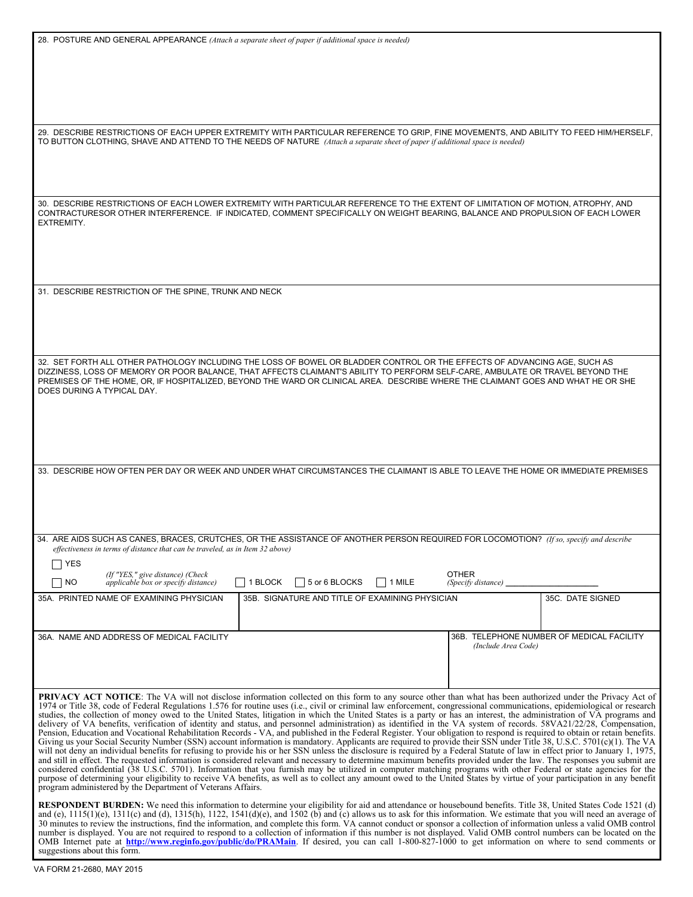28. POSTURE AND GENERAL APPEARANCE *(Attach a separate sheet of paper if additional space is needed)*

29. DESCRIBE RESTRICTIONS OF EACH UPPER EXTREMITY WITH PARTICULAR REFERENCE TO GRIP, FINE MOVEMENTS, AND ABILITY TO FEED HIM/HERSELF, TO BUTTON CLOTHING, SHAVE AND ATTEND TO THE NEEDS OF NATURE *(Attach a separate sheet of paper if additional space is needed)*

30. DESCRIBE RESTRICTIONS OF EACH LOWER EXTREMITY WITH PARTICULAR REFERENCE TO THE EXTENT OF LIMITATION OF MOTION, ATROPHY, AND CONTRACTURESOR OTHER INTERFERENCE. IF INDICATED, COMMENT SPECIFICALLY ON WEIGHT BEARING, BALANCE AND PROPULSION OF EACH LOWER EXTREMITY.

31. DESCRIBE RESTRICTION OF THE SPINE, TRUNK AND NECK

32. SET FORTH ALL OTHER PATHOLOGY INCLUDING THE LOSS OF BOWEL OR BLADDER CONTROL OR THE EFFECTS OF ADVANCING AGE, SUCH AS DIZZINESS, LOSS OF MEMORY OR POOR BALANCE, THAT AFFECTS CLAIMANT'S ABILITY TO PERFORM SELF-CARE, AMBULATE OR TRAVEL BEYOND THE PREMISES OF THE HOME, OR, IF HOSPITALIZED, BEYOND THE WARD OR CLINICAL AREA. DESCRIBE WHERE THE CLAIMANT GOES AND WHAT HE OR SHE DOES DURING A TYPICAL DAY.

33. DESCRIBE HOW OFTEN PER DAY OR WEEK AND UNDER WHAT CIRCUMSTANCES THE CLAIMANT IS ABLE TO LEAVE THE HOME OR IMMEDIATE PREMISES

34. ARE AIDS SUCH AS CANES, BRACES, CRUTCHES, OR THE ASSISTANCE OF ANOTHER PERSON REQUIRED FOR LOCOMOTION? *(If so, specify and describe effectiveness in terms of distance that can be traveled, as in Item 32 above)*

☐ YES

☐ NO *(If "YES," give distance) (Check applicable box or specify distance)* ☐ 1 BLOCK ☐ 5 or 6 BLOCKS ☐ 1 MILE OTHER *(Specify distance)* ____________________

| 35A. PRINTED NAME OF EXAMINING PHYSICIAN | 35B. SIGNATURE AND TITLE OF EXAMINING PHYSICIAN | 35C. DATE SIGNED |
|---|---|---|
| | | |

| 36A. NAME AND ADDRESS OF MEDICAL FACILITY | 36B. TELEPHONE NUMBER OF MEDICAL FACILITY *(Include Area Code)* |
|---|---|
| | |

**PRIVACY ACT NOTICE**: The VA will not disclose information collected on this form to any source other than what has been authorized under the Privacy Act of 1974 or Title 38, code of Federal Regulations 1.576 for routine uses (i.e., civil or criminal law enforcement, congressional communications, epidemiological or research studies, the collection of money owed to the United States, litigation in which the United States is a party or has an interest, the administration of VA programs and delivery of VA benefits, verification of identity and status, and personnel administration) as identified in the VA system of records. 58VA21/22/28, Compensation, Pension, Education and Vocational Rehabilitation Records - VA, and published in the Federal Register. Your obligation to respond is required to obtain or retain benefits. Giving us your Social Security Number (SSN) account information is mandatory. Applicants are required to provide their SSN under Title 38, U.S.C. 5701(c)(1). The VA will not deny an individual benefits for refusing to provide his or her SSN unless the disclosure is required by a Federal Statute of law in effect prior to January 1, 1975, and still in effect. The requested information is considered relevant and necessary to determine maximum benefits provided under the law. The responses you submit are considered confidential (38 U.S.C. 5701). Information that you furnish may be utilized in computer matching programs with other Federal or state agencies for the purpose of determining your eligibility to receive VA benefits, as well as to collect any amount owed to the United States by virtue of your participation in any benefit program administered by the Department of Veterans Affairs.

**RESPONDENT BURDEN:** We need this information to determine your eligibility for aid and attendance or housebound benefits. Title 38, United States Code 1521 (d) and (e), 1115(1)(e), 1311(c) and (d), 1315(h), 1122, 1541(d)(e), and 1502 (b) and (c) allows us to ask for this information. We estimate that you will need an average of 30 minutes to review the instructions, find the information, and complete this form. VA cannot conduct or sponsor a collection of information unless a valid OMB control number is displayed. You are not required to respond to a collection of information if this number is not displayed. Valid OMB control numbers can be located on the OMB Internet pate at **http://www.reginfo.gov/public/do/PRAMain**. If desired, you can call 1-800-827-1000 to get information on where to send comments or suggestions about this form.

VA FORM 21-2680, MAY 2015